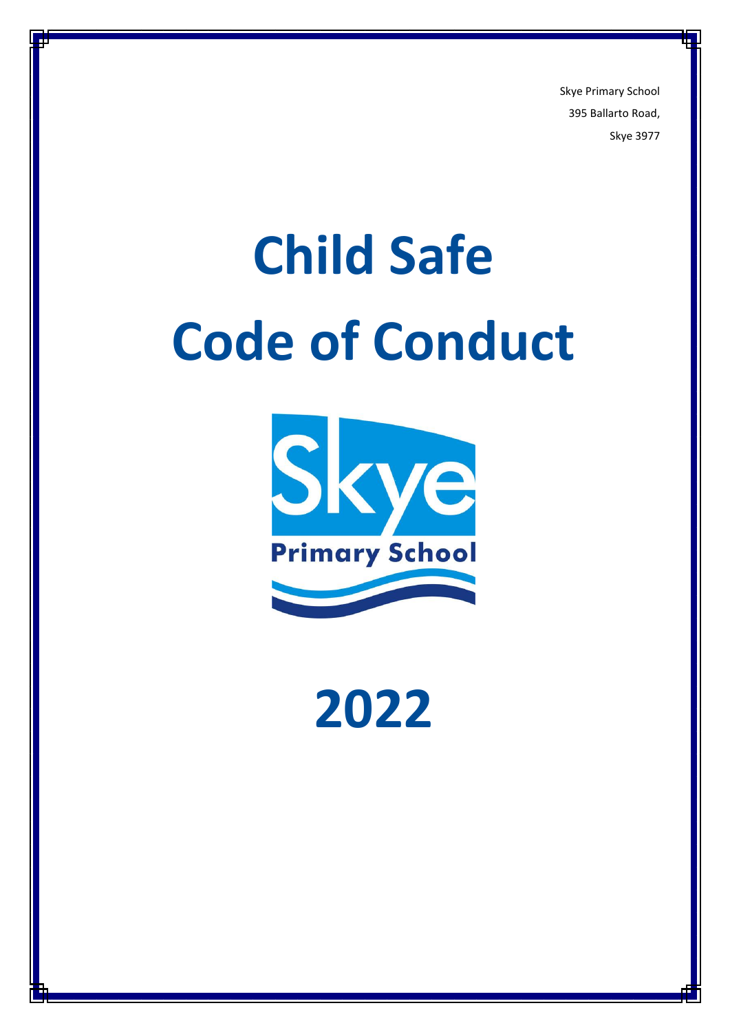Skye Primary School
395 Ballarto Road,
Skye 3977

# Child Safe Code of Conduct

2022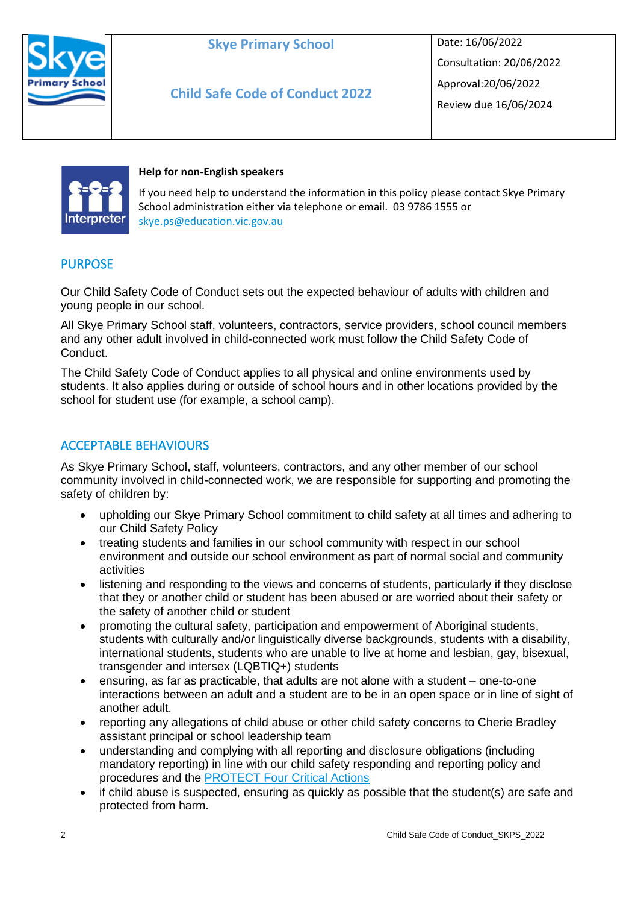| | **Skye Primary School**<br><br>**Child Safe Code of Conduct 2022** | Date: 16/06/2022<br>Consultation: 20/06/2022<br>Approval:20/06/2022<br>Review due 16/06/2024 |
|---|---|---|

**Help for non-English speakers**

If you need help to understand the information in this policy please contact Skye Primary School administration either via telephone or email. 03 9786 1555 or skye.ps@education.vic.gov.au

## PURPOSE

Our Child Safety Code of Conduct sets out the expected behaviour of adults with children and young people in our school.

All Skye Primary School staff, volunteers, contractors, service providers, school council members and any other adult involved in child-connected work must follow the Child Safety Code of Conduct.

The Child Safety Code of Conduct applies to all physical and online environments used by students. It also applies during or outside of school hours and in other locations provided by the school for student use (for example, a school camp).

## ACCEPTABLE BEHAVIOURS

As Skye Primary School, staff, volunteers, contractors, and any other member of our school community involved in child-connected work, we are responsible for supporting and promoting the safety of children by:

- upholding our Skye Primary School commitment to child safety at all times and adhering to our Child Safety Policy
- treating students and families in our school community with respect in our school environment and outside our school environment as part of normal social and community activities
- listening and responding to the views and concerns of students, particularly if they disclose that they or another child or student has been abused or are worried about their safety or the safety of another child or student
- promoting the cultural safety, participation and empowerment of Aboriginal students, students with culturally and/or linguistically diverse backgrounds, students with a disability, international students, students who are unable to live at home and lesbian, gay, bisexual, transgender and intersex (LQBTIQ+) students
- ensuring, as far as practicable, that adults are not alone with a student – one-to-one interactions between an adult and a student are to be in an open space or in line of sight of another adult.
- reporting any allegations of child abuse or other child safety concerns to Cherie Bradley assistant principal or school leadership team
- understanding and complying with all reporting and disclosure obligations (including mandatory reporting) in line with our child safety responding and reporting policy and procedures and the PROTECT Four Critical Actions
- if child abuse is suspected, ensuring as quickly as possible that the student(s) are safe and protected from harm.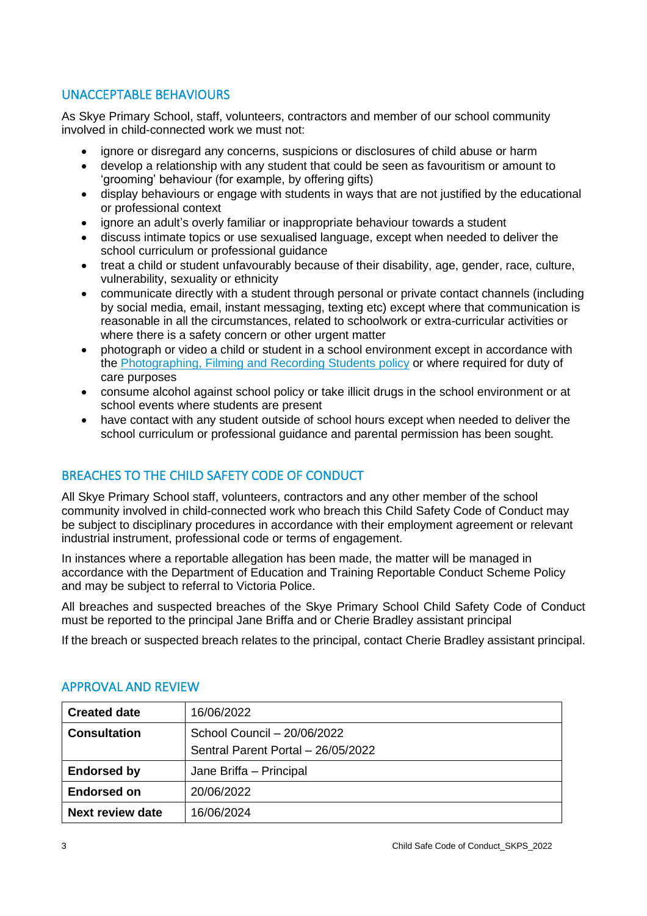## UNACCEPTABLE BEHAVIOURS

As Skye Primary School, staff, volunteers, contractors and member of our school community involved in child-connected work we must not:

- ignore or disregard any concerns, suspicions or disclosures of child abuse or harm
- develop a relationship with any student that could be seen as favouritism or amount to 'grooming' behaviour (for example, by offering gifts)
- display behaviours or engage with students in ways that are not justified by the educational or professional context
- ignore an adult's overly familiar or inappropriate behaviour towards a student
- discuss intimate topics or use sexualised language, except when needed to deliver the school curriculum or professional guidance
- treat a child or student unfavourably because of their disability, age, gender, race, culture, vulnerability, sexuality or ethnicity
- communicate directly with a student through personal or private contact channels (including by social media, email, instant messaging, texting etc) except where that communication is reasonable in all the circumstances, related to schoolwork or extra-curricular activities or where there is a safety concern or other urgent matter
- photograph or video a child or student in a school environment except in accordance with the Photographing, Filming and Recording Students policy or where required for duty of care purposes
- consume alcohol against school policy or take illicit drugs in the school environment or at school events where students are present
- have contact with any student outside of school hours except when needed to deliver the school curriculum or professional guidance and parental permission has been sought.

## BREACHES TO THE CHILD SAFETY CODE OF CONDUCT

All Skye Primary School staff, volunteers, contractors and any other member of the school community involved in child-connected work who breach this Child Safety Code of Conduct may be subject to disciplinary procedures in accordance with their employment agreement or relevant industrial instrument, professional code or terms of engagement.

In instances where a reportable allegation has been made, the matter will be managed in accordance with the Department of Education and Training Reportable Conduct Scheme Policy and may be subject to referral to Victoria Police.

All breaches and suspected breaches of the Skye Primary School Child Safety Code of Conduct must be reported to the principal Jane Briffa and or Cherie Bradley assistant principal

If the breach or suspected breach relates to the principal, contact Cherie Bradley assistant principal.

## APPROVAL AND REVIEW

| | |
|---|---|
| **Created date** | 16/06/2022 |
| **Consultation** | School Council – 20/06/2022<br>Sentral Parent Portal – 26/05/2022 |
| **Endorsed by** | Jane Briffa – Principal |
| **Endorsed on** | 20/06/2022 |
| **Next review date** | 16/06/2024 |